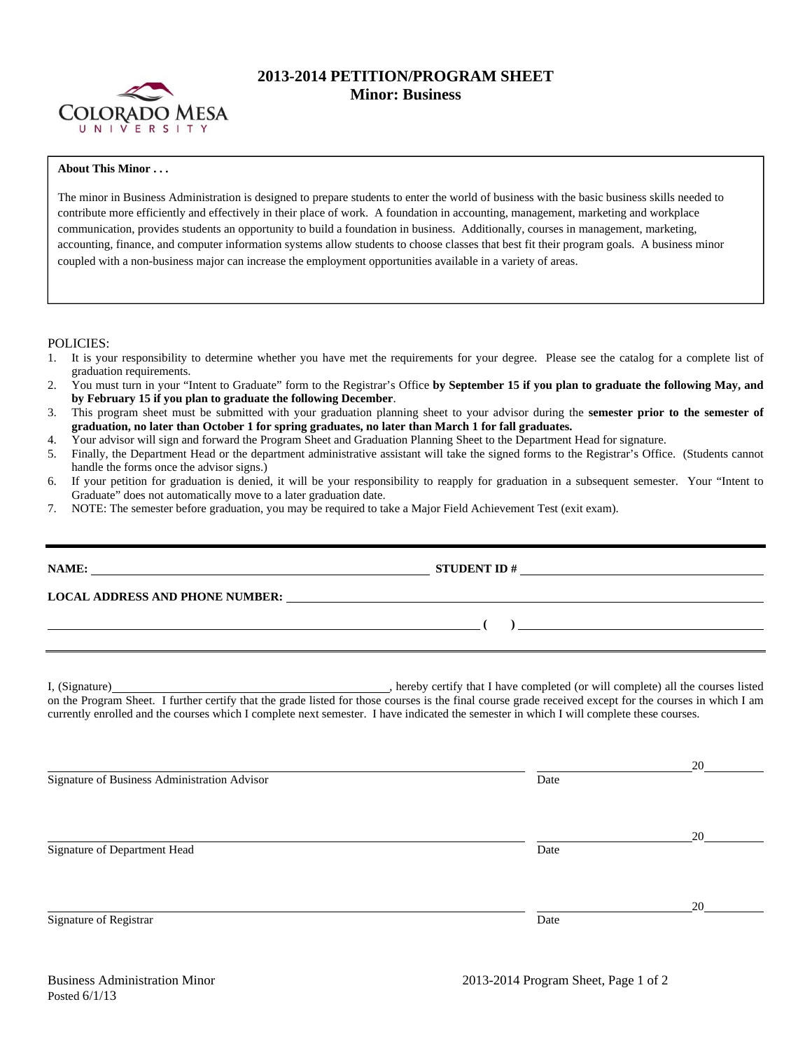# 2013-2014 PETITION/PROGRAM SHEET
## Minor: Business

**About This Minor . . .**

The minor in Business Administration is designed to prepare students to enter the world of business with the basic business skills needed to contribute more efficiently and effectively in their place of work. A foundation in accounting, management, marketing and workplace communication, provides students an opportunity to build a foundation in business. Additionally, courses in management, marketing, accounting, finance, and computer information systems allow students to choose classes that best fit their program goals. A business minor coupled with a non-business major can increase the employment opportunities available in a variety of areas.

POLICIES:

1. It is your responsibility to determine whether you have met the requirements for your degree. Please see the catalog for a complete list of graduation requirements.
2. You must turn in your "Intent to Graduate" form to the Registrar's Office **by September 15 if you plan to graduate the following May, and by February 15 if you plan to graduate the following December**.
3. This program sheet must be submitted with your graduation planning sheet to your advisor during the **semester prior to the semester of graduation, no later than October 1 for spring graduates, no later than March 1 for fall graduates.**
4. Your advisor will sign and forward the Program Sheet and Graduation Planning Sheet to the Department Head for signature.
5. Finally, the Department Head or the department administrative assistant will take the signed forms to the Registrar's Office. (Students cannot handle the forms once the advisor signs.)
6. If your petition for graduation is denied, it will be your responsibility to reapply for graduation in a subsequent semester. Your "Intent to Graduate" does not automatically move to a later graduation date.
7. NOTE: The semester before graduation, you may be required to take a Major Field Achievement Test (exit exam).

---

**NAME:** ______________________________ **STUDENT ID #** ______________________________

**LOCAL ADDRESS AND PHONE NUMBER:** ______________________________

______________________________ **( )** ______________________________

I, (Signature)______________________________, hereby certify that I have completed (or will complete) all the courses listed on the Program Sheet. I further certify that the grade listed for those courses is the final course grade received except for the courses in which I am currently enrolled and the courses which I complete next semester. I have indicated the semester in which I will complete these courses.

______________________________ ______________20______
Signature of Business Administration Advisor Date

______________________________ ______________20______
Signature of Department Head Date

______________________________ ______________20______
Signature of Registrar Date

Business Administration Minor
Posted 6/1/13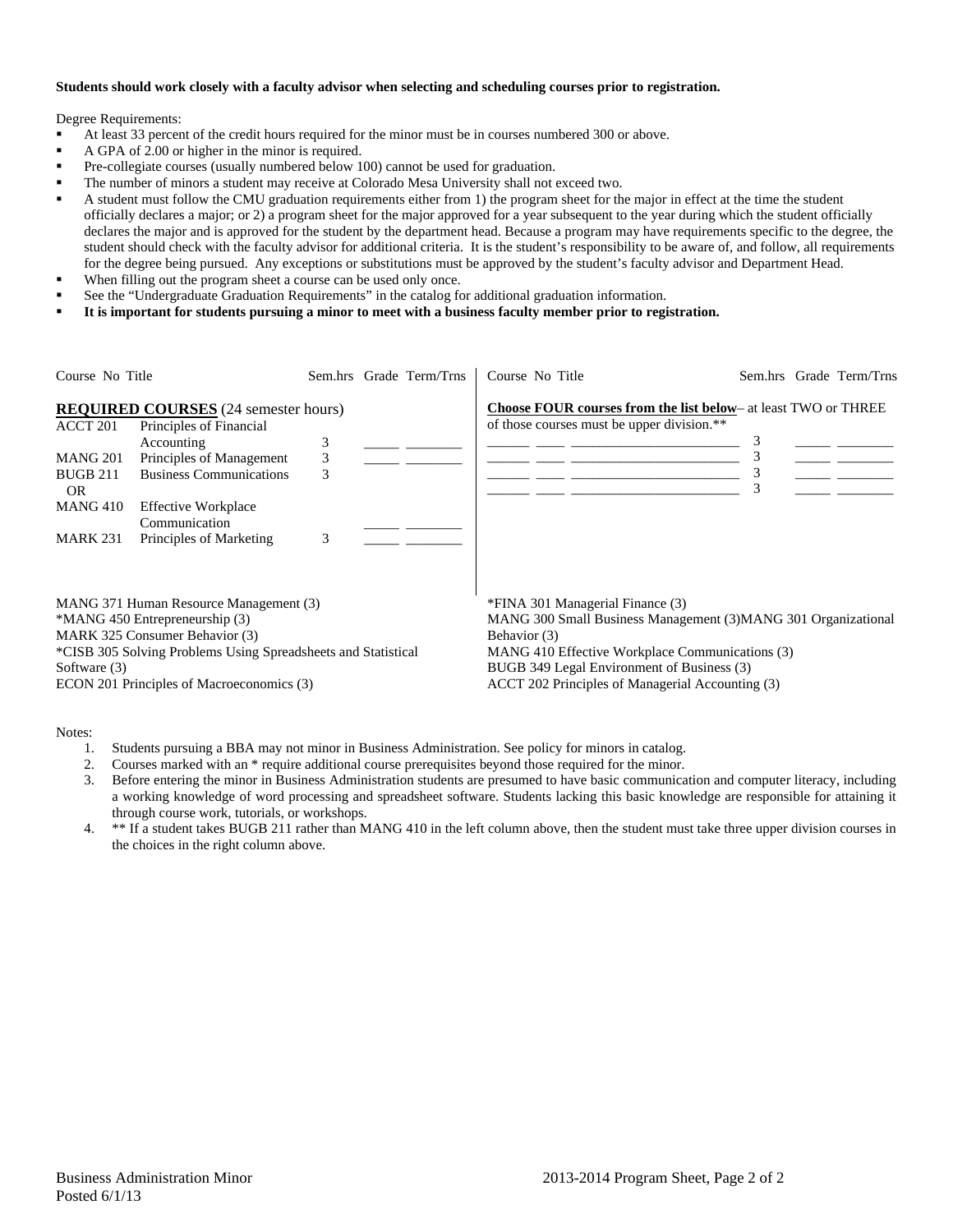**Students should work closely with a faculty advisor when selecting and scheduling courses prior to registration.**

Degree Requirements:

- At least 33 percent of the credit hours required for the minor must be in courses numbered 300 or above.
- A GPA of 2.00 or higher in the minor is required.
- Pre-collegiate courses (usually numbered below 100) cannot be used for graduation.
- The number of minors a student may receive at Colorado Mesa University shall not exceed two.
- A student must follow the CMU graduation requirements either from 1) the program sheet for the major in effect at the time the student officially declares a major; or 2) a program sheet for the major approved for a year subsequent to the year during which the student officially declares the major and is approved for the student by the department head. Because a program may have requirements specific to the degree, the student should check with the faculty advisor for additional criteria. It is the student's responsibility to be aware of, and follow, all requirements for the degree being pursued. Any exceptions or substitutions must be approved by the student's faculty advisor and Department Head.
- When filling out the program sheet a course can be used only once.
- See the "Undergraduate Graduation Requirements" in the catalog for additional graduation information.
- **It is important for students pursuing a minor to meet with a business faculty member prior to registration.**

| Course No | Title | Sem.hrs | Grade | Term/Trns |
|---|---|---|---|---|
| **REQUIRED COURSES** (24 semester hours) | | | | |
| ACCT 201 | Principles of Financial Accounting | 3 | _____ | ________ |
| MANG 201 | Principles of Management | 3 | _____ | ________ |
| BUGB 211 OR MANG 410 | Business Communications OR Effective Workplace Communication | 3 | _____ | ________ |
| MARK 231 | Principles of Marketing | 3 | _____ | ________ |

| Course No | Title | Sem.hrs | Grade | Term/Trns |
|---|---|---|---|---|
| **Choose FOUR courses from the list below**– at least TWO or THREE of those courses must be upper division.** | | | | |
| ______ ____ | ________________________ | 3 | _____ | ________ |
| ______ ____ | ________________________ | 3 | _____ | ________ |
| ______ ____ | ________________________ | 3 | _____ | ________ |
| ______ ____ | ________________________ | 3 | _____ | ________ |

MANG 371 Human Resource Management (3)
*MANG 450 Entrepreneurship (3)
MARK 325 Consumer Behavior (3)
*CISB 305 Solving Problems Using Spreadsheets and Statistical Software (3)
ECON 201 Principles of Macroeconomics (3)
*FINA 301 Managerial Finance (3)
MANG 300 Small Business Management (3)
MANG 301 Organizational Behavior (3)
MANG 410 Effective Workplace Communications (3)
BUGB 349 Legal Environment of Business (3)
ACCT 202 Principles of Managerial Accounting (3)

Notes:

1. Students pursuing a BBA may not minor in Business Administration. See policy for minors in catalog.
2. Courses marked with an * require additional course prerequisites beyond those required for the minor.
3. Before entering the minor in Business Administration students are presumed to have basic communication and computer literacy, including a working knowledge of word processing and spreadsheet software. Students lacking this basic knowledge are responsible for attaining it through course work, tutorials, or workshops.
4. ** If a student takes BUGB 211 rather than MANG 410 in the left column above, then the student must take three upper division courses in the choices in the right column above.

Business Administration Minor
Posted 6/1/13